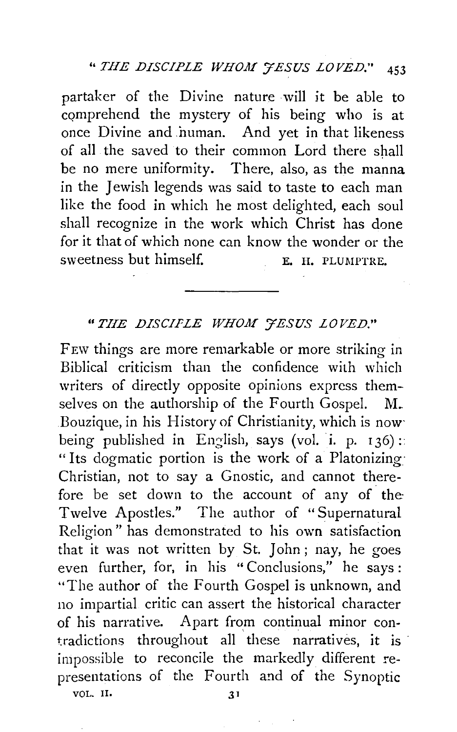partaker of the Divine nature will it be able to comprehend the mystery of his being who is at once Divine and human. And yet in that likeness of all the saved to their common Lord there shall be no mere uniformity. There, also, as the manna in the Jewish legends was said to taste to each man like the food in which he most delighted, each soul shall recognize in the work which Christ has done for it that of which none can know the wonder or the sweetness but himself.

E. H. PLUMPTRE.

---

## "*THE DISCIPLE WHOM JESUS LOVED.*"

FEW things are more remarkable or more striking in Biblical criticism than the confidence with which writers of directly opposite opinions express themselves on the authorship of the Fourth Gospel. M. Bouzique, in his History of Christianity, which is now being published in English, says (vol. i. p. 136): "Its dogmatic portion is the work of a Platonizing Christian, not to say a Gnostic, and cannot therefore be set down to the account of any of the Twelve Apostles." The author of "Supernatural Religion" has demonstrated to his own satisfaction that it was not written by St. John; nay, he goes even further, for, in his "Conclusions," he says: "The author of the Fourth Gospel is unknown, and no impartial critic can assert the historical character of his narrative. Apart from continual minor contradictions throughout all these narratives, it is impossible to reconcile the markedly different representations of the Fourth and of the Synoptic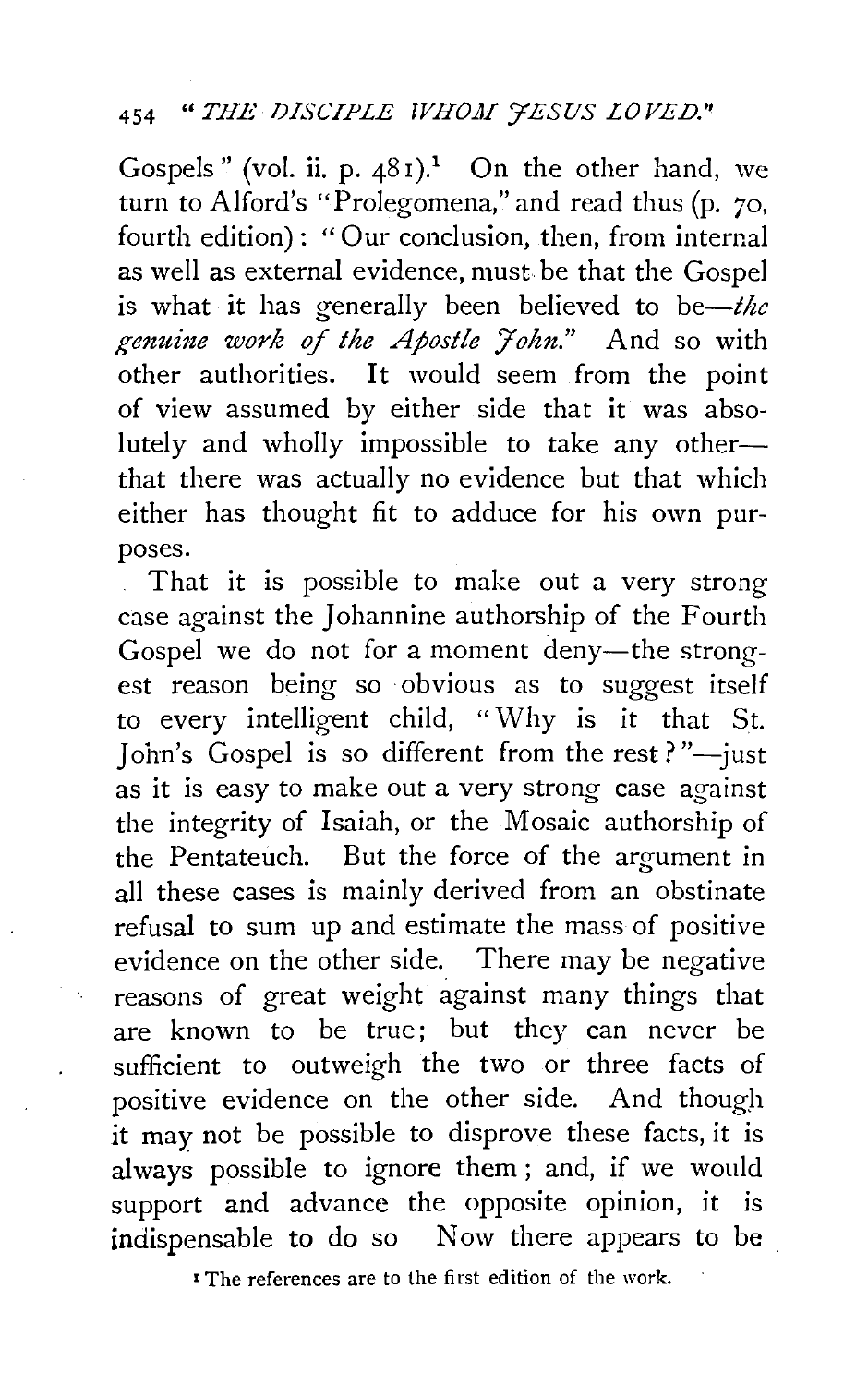Gospels" (vol. ii. p. 481).[1] On the other hand, we turn to Alford's "Prolegomena," and read thus (p. 70, fourth edition): "Our conclusion, then, from internal as well as external evidence, must be that the Gospel is what it has generally been believed to be—*the genuine work of the Apostle John.*" And so with other authorities. It would seem from the point of view assumed by either side that it was absolutely and wholly impossible to take any other—that there was actually no evidence but that which either has thought fit to adduce for his own purposes.

That it is possible to make out a very strong case against the Johannine authorship of the Fourth Gospel we do not for a moment deny—the strongest reason being so obvious as to suggest itself to every intelligent child, "Why is it that St. John's Gospel is so different from the rest?"—just as it is easy to make out a very strong case against the integrity of Isaiah, or the Mosaic authorship of the Pentateuch. But the force of the argument in all these cases is mainly derived from an obstinate refusal to sum up and estimate the mass of positive evidence on the other side. There may be negative reasons of great weight against many things that are known to be true; but they can never be sufficient to outweigh the two or three facts of positive evidence on the other side. And though it may not be possible to disprove these facts, it is always possible to ignore them; and, if we would support and advance the opposite opinion, it is indispensable to do so Now there appears to be

[1] The references are to the first edition of the work.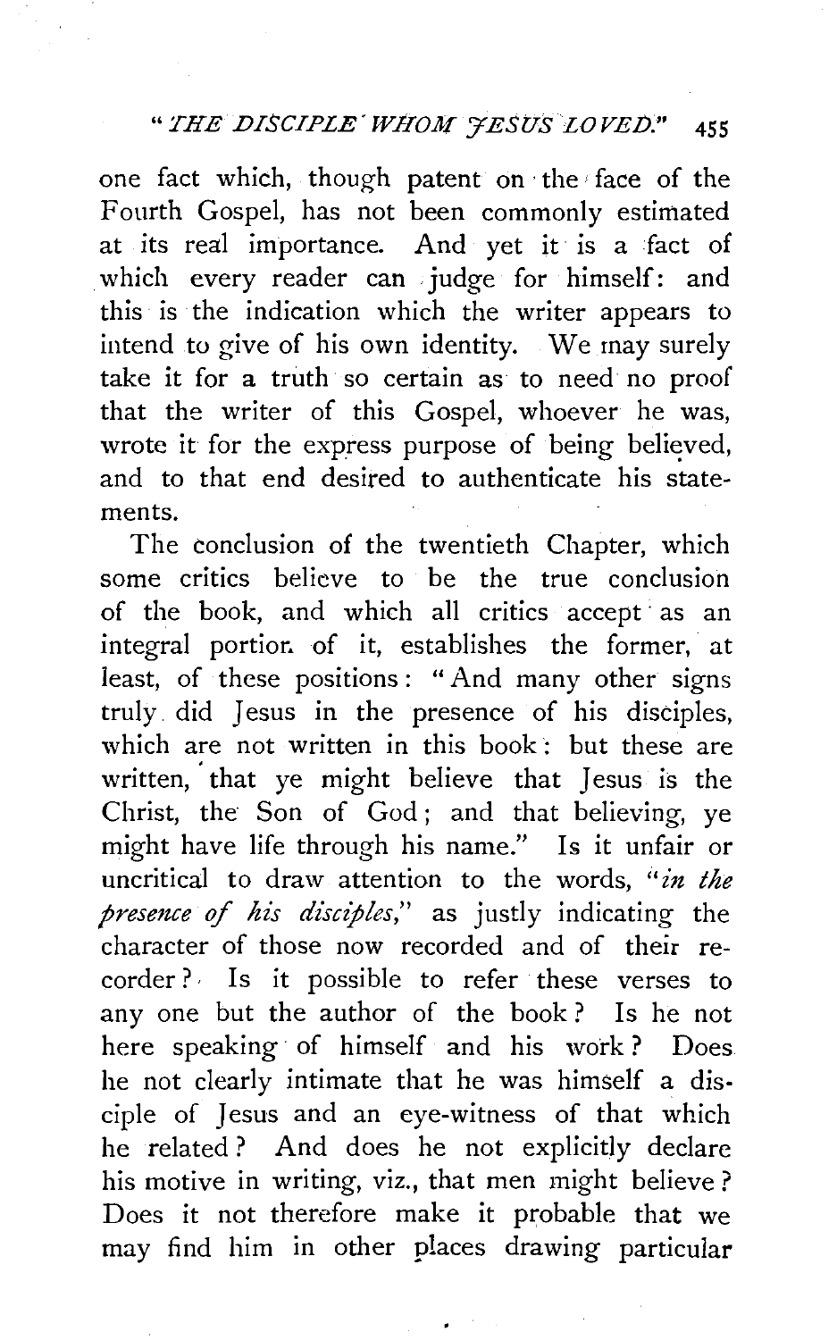one fact which, though patent on the face of the Fourth Gospel, has not been commonly estimated at its real importance. And yet it is a fact of which every reader can judge for himself: and this is the indication which the writer appears to intend to give of his own identity. We may surely take it for a truth so certain as to need no proof that the writer of this Gospel, whoever he was, wrote it for the express purpose of being believed, and to that end desired to authenticate his statements.

The conclusion of the twentieth Chapter, which some critics believe to be the true conclusion of the book, and which all critics accept as an integral portion of it, establishes the former, at least, of these positions: "And many other signs truly did Jesus in the presence of his disciples, which are not written in this book: but these are written, that ye might believe that Jesus is the Christ, the Son of God; and that believing, ye might have life through his name." Is it unfair or uncritical to draw attention to the words, "*in the presence of his disciples*," as justly indicating the character of those now recorded and of their recorder? Is it possible to refer these verses to any one but the author of the book? Is he not here speaking of himself and his work? Does he not clearly intimate that he was himself a disciple of Jesus and an eye-witness of that which he related? And does he not explicitly declare his motive in writing, viz., that men might believe? Does it not therefore make it probable that we may find him in other places drawing particular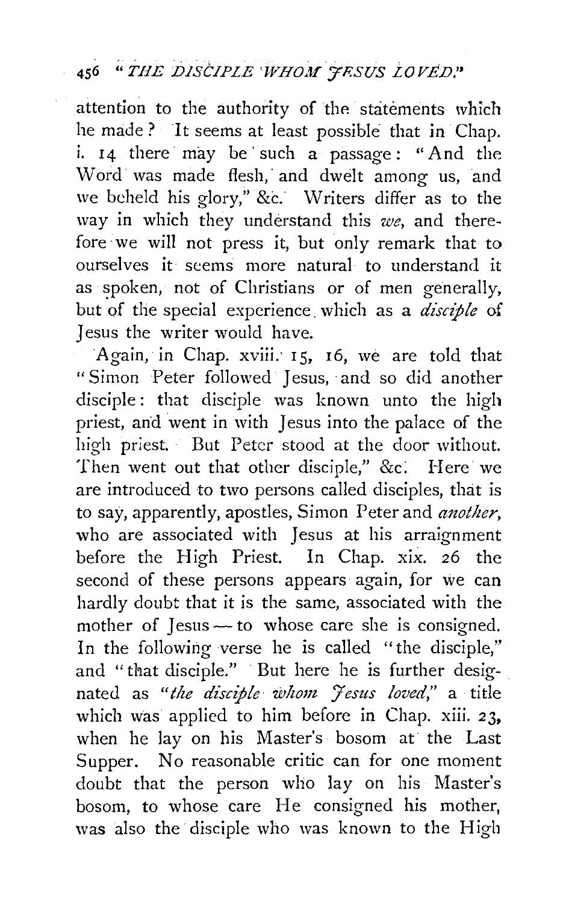attention to the authority of the statements which he made? It seems at least possible that in Chap. i. 14 there may be such a passage: "And the Word was made flesh, and dwelt among us, and we beheld his glory," &c. Writers differ as to the way in which they understand this *we*, and therefore we will not press it, but only remark that to ourselves it seems more natural to understand it as spoken, not of Christians or of men generally, but of the special experience which as a *disciple* of Jesus the writer would have.

Again, in Chap. xviii. 15, 16, we are told that "Simon Peter followed Jesus, and so did another disciple: that disciple was known unto the high priest, and went in with Jesus into the palace of the high priest. But Peter stood at the door without. Then went out that other disciple," &c. Here we are introduced to two persons called disciples, that is to say, apparently, apostles, Simon Peter and *another*, who are associated with Jesus at his arraignment before the High Priest. In Chap. xix. 26 the second of these persons appears again, for we can hardly doubt that it is the same, associated with the mother of Jesus — to whose care she is consigned. In the following verse he is called "the disciple," and "that disciple." But here he is further designated as "*the disciple whom Jesus loved*," a title which was applied to him before in Chap. xiii. 23, when he lay on his Master's bosom at the Last Supper. No reasonable critic can for one moment doubt that the person who lay on his Master's bosom, to whose care He consigned his mother, was also the disciple who was known to the High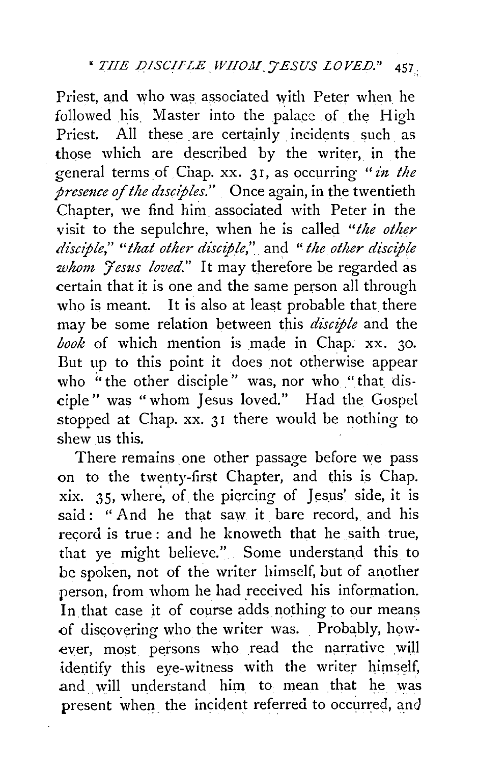Priest, and who was associated with Peter when he followed his Master into the palace of the High Priest. All these are certainly incidents such as those which are described by the writer, in the general terms of Chap. xx. 31, as occurring "*in the presence of the disciples.*" Once again, in the twentieth Chapter, we find him associated with Peter in the visit to the sepulchre, when he is called "*the other disciple,*" "*that other disciple,*" and "*the other disciple whom Jesus loved.*" It may therefore be regarded as certain that it is one and the same person all through who is meant. It is also at least probable that there may be some relation between this *disciple* and the *book* of which mention is made in Chap. xx. 30. But up to this point it does not otherwise appear who "the other disciple" was, nor who "that disciple" was "whom Jesus loved." Had the Gospel stopped at Chap. xx. 31 there would be nothing to shew us this.

There remains one other passage before we pass on to the twenty-first Chapter, and this is Chap. xix. 35, where, of the piercing of Jesus' side, it is said: "And he that saw it bare record, and his record is true: and he knoweth that he saith true, that ye might believe." Some understand this to be spoken, not of the writer himself, but of another person, from whom he had received his information. In that case it of course adds nothing to our means of discovering who the writer was. Probably, however, most persons who read the narrative will identify this eye-witness with the writer himself, and will understand him to mean that he was present when the incident referred to occurred, and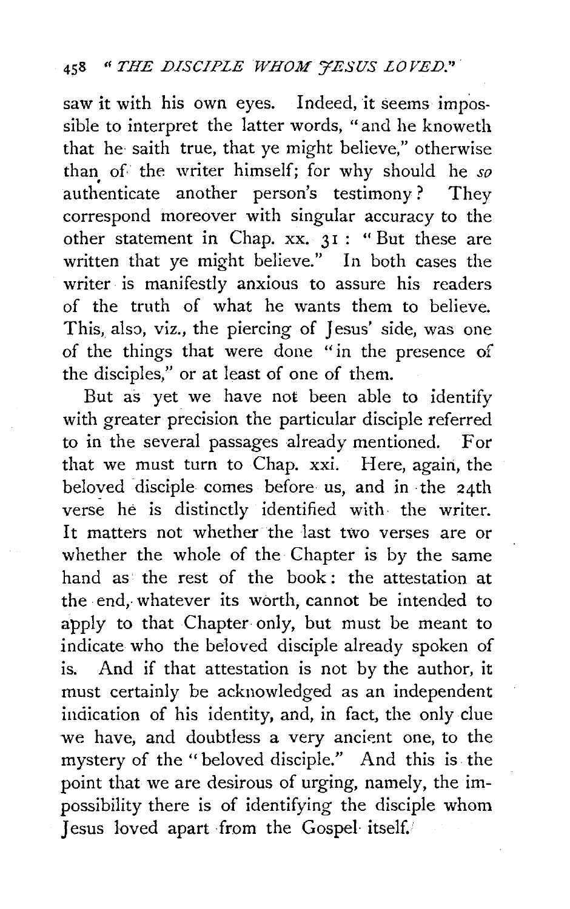saw it with his own eyes. Indeed, it seems impossible to interpret the latter words, "and he knoweth that he saith true, that ye might believe," otherwise than of the writer himself; for why should he *so* authenticate another person's testimony? They correspond moreover with singular accuracy to the other statement in Chap. xx. 31: "But these are written that ye might believe." In both cases the writer is manifestly anxious to assure his readers of the truth of what he wants them to believe. This, also, viz., the piercing of Jesus' side, was one of the things that were done "in the presence of the disciples," or at least of one of them.

But as yet we have not been able to identify with greater precision the particular disciple referred to in the several passages already mentioned. For that we must turn to Chap. xxi. Here, again, the beloved disciple comes before us, and in the 24th verse he is distinctly identified with the writer. It matters not whether the last two verses are or whether the whole of the Chapter is by the same hand as the rest of the book: the attestation at the end, whatever its worth, cannot be intended to apply to that Chapter only, but must be meant to indicate who the beloved disciple already spoken of is. And if that attestation is not by the author, it must certainly be acknowledged as an independent indication of his identity, and, in fact, the only clue we have, and doubtless a very ancient one, to the mystery of the "beloved disciple." And this is the point that we are desirous of urging, namely, the impossibility there is of identifying the disciple whom Jesus loved apart from the Gospel itself.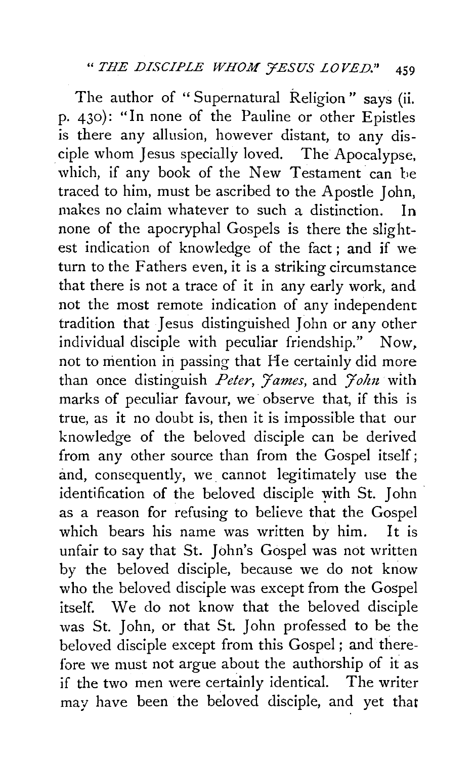The author of "Supernatural Religion" says (ii. p. 430): "In none of the Pauline or other Epistles is there any allusion, however distant, to any disciple whom Jesus specially loved. The Apocalypse, which, if any book of the New Testament can be traced to him, must be ascribed to the Apostle John, makes no claim whatever to such a distinction. In none of the apocryphal Gospels is there the slightest indication of knowledge of the fact; and if we turn to the Fathers even, it is a striking circumstance that there is not a trace of it in any early work, and not the most remote indication of any independent tradition that Jesus distinguished John or any other individual disciple with peculiar friendship." Now, not to mention in passing that He certainly did more than once distinguish *Peter*, *James*, and *John* with marks of peculiar favour, we observe that, if this is true, as it no doubt is, then it is impossible that our knowledge of the beloved disciple can be derived from any other source than from the Gospel itself; and, consequently, we cannot legitimately use the identification of the beloved disciple with St. John as a reason for refusing to believe that the Gospel which bears his name was written by him. It is unfair to say that St. John's Gospel was not written by the beloved disciple, because we do not know who the beloved disciple was except from the Gospel itself. We do not know that the beloved disciple was St. John, or that St. John professed to be the beloved disciple except from this Gospel; and therefore we must not argue about the authorship of it as if the two men were certainly identical. The writer may have been the beloved disciple, and yet that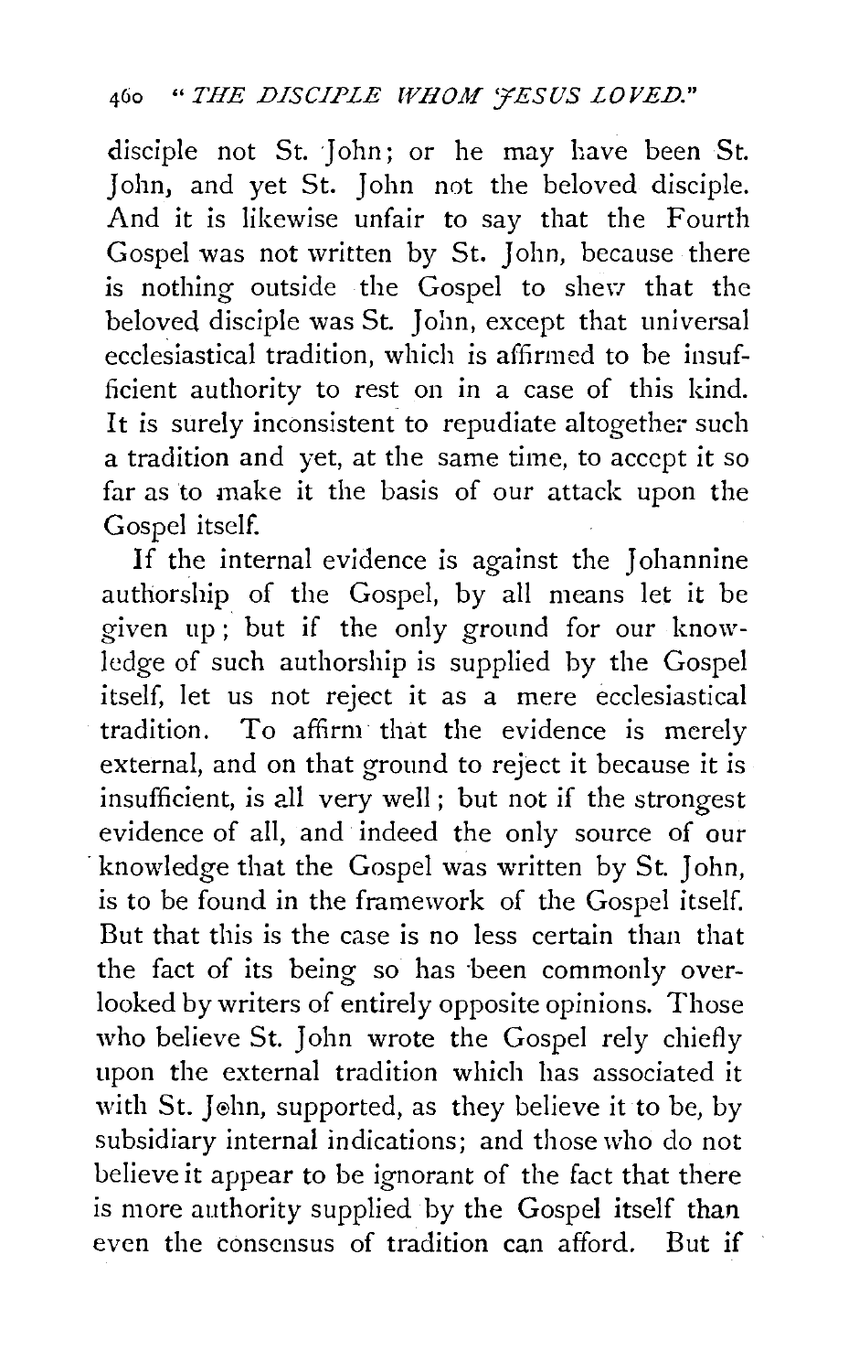disciple not St. John; or he may have been St. John, and yet St. John not the beloved disciple. And it is likewise unfair to say that the Fourth Gospel was not written by St. John, because there is nothing outside the Gospel to shew that the beloved disciple was St. John, except that universal ecclesiastical tradition, which is affirmed to be insufficient authority to rest on in a case of this kind. It is surely inconsistent to repudiate altogether such a tradition and yet, at the same time, to accept it so far as to make it the basis of our attack upon the Gospel itself.

If the internal evidence is against the Johannine authorship of the Gospel, by all means let it be given up; but if the only ground for our knowledge of such authorship is supplied by the Gospel itself, let us not reject it as a mere ecclesiastical tradition. To affirm that the evidence is merely external, and on that ground to reject it because it is insufficient, is all very well; but not if the strongest evidence of all, and indeed the only source of our knowledge that the Gospel was written by St. John, is to be found in the framework of the Gospel itself. But that this is the case is no less certain than that the fact of its being so has been commonly overlooked by writers of entirely opposite opinions. Those who believe St. John wrote the Gospel rely chiefly upon the external tradition which has associated it with St. John, supported, as they believe it to be, by subsidiary internal indications; and those who do not believe it appear to be ignorant of the fact that there is more authority supplied by the Gospel itself than even the consensus of tradition can afford. But if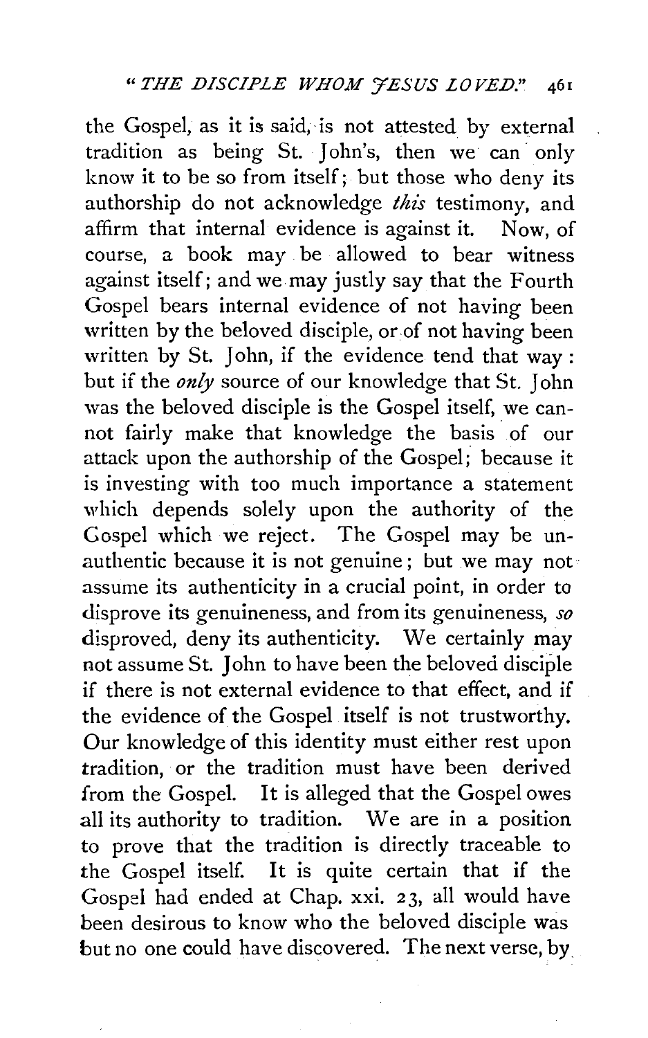the Gospel, as it is said, is not attested by external tradition as being St. John's, then we can only know it to be so from itself; but those who deny its authorship do not acknowledge *this* testimony, and affirm that internal evidence is against it. Now, of course, a book may be allowed to bear witness against itself; and we may justly say that the Fourth Gospel bears internal evidence of not having been written by the beloved disciple, or of not having been written by St. John, if the evidence tend that way: but if the *only* source of our knowledge that St. John was the beloved disciple is the Gospel itself, we cannot fairly make that knowledge the basis of our attack upon the authorship of the Gospel; because it is investing with too much importance a statement which depends solely upon the authority of the Gospel which we reject. The Gospel may be unauthentic because it is not genuine; but we may not assume its authenticity in a crucial point, in order to disprove its genuineness, and from its genuineness, *so* disproved, deny its authenticity. We certainly may not assume St. John to have been the beloved disciple if there is not external evidence to that effect, and if the evidence of the Gospel itself is not trustworthy. Our knowledge of this identity must either rest upon tradition, or the tradition must have been derived from the Gospel. It is alleged that the Gospel owes all its authority to tradition. We are in a position to prove that the tradition is directly traceable to the Gospel itself. It is quite certain that if the Gospel had ended at Chap. xxi. 23, all would have been desirous to know who the beloved disciple was but no one could have discovered. The next verse, by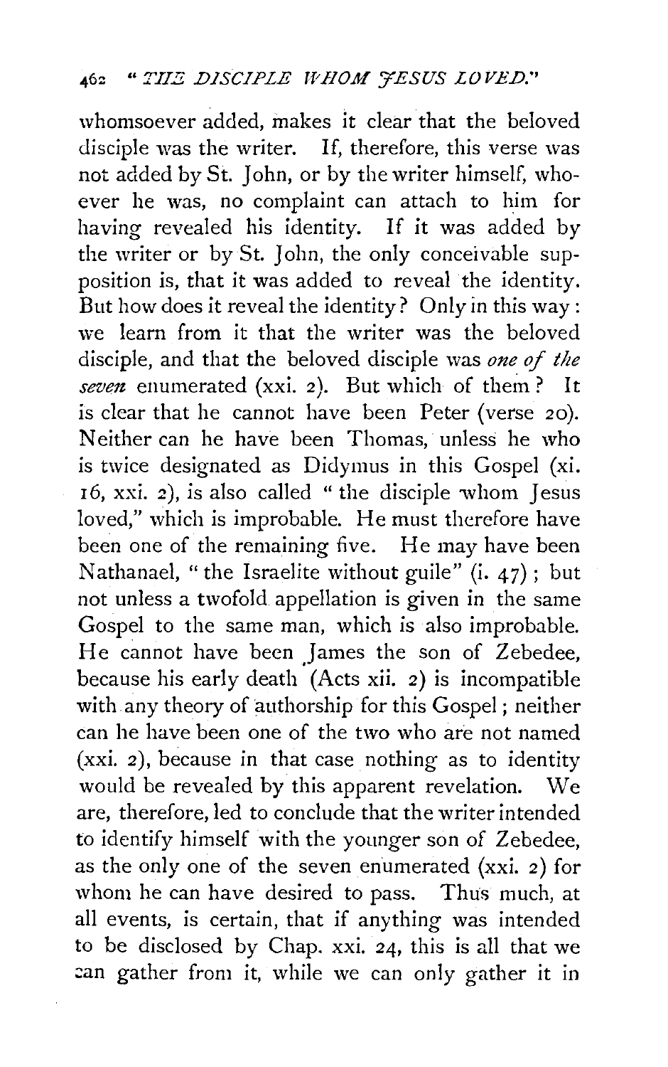whomsoever added, makes it clear that the beloved disciple was the writer. If, therefore, this verse was not added by St. John, or by the writer himself, whoever he was, no complaint can attach to him for having revealed his identity. If it was added by the writer or by St. John, the only conceivable supposition is, that it was added to reveal the identity. But how does it reveal the identity? Only in this way: we learn from it that the writer was the beloved disciple, and that the beloved disciple was *one of the seven* enumerated (xxi. 2). But which of them? It is clear that he cannot have been Peter (verse 20). Neither can he have been Thomas, unless he who is twice designated as Didymus in this Gospel (xi. 16, xxi. 2), is also called "the disciple whom Jesus loved," which is improbable. He must therefore have been one of the remaining five. He may have been Nathanael, "the Israelite without guile" (i. 47); but not unless a twofold appellation is given in the same Gospel to the same man, which is also improbable. He cannot have been James the son of Zebedee, because his early death (Acts xii. 2) is incompatible with any theory of authorship for this Gospel; neither can he have been one of the two who are not named (xxi. 2), because in that case nothing as to identity would be revealed by this apparent revelation. We are, therefore, led to conclude that the writer intended to identify himself with the younger son of Zebedee, as the only one of the seven enumerated (xxi. 2) for whom he can have desired to pass. Thus much, at all events, is certain, that if anything was intended to be disclosed by Chap. xxi. 24, this is all that we can gather from it, while we can only gather it in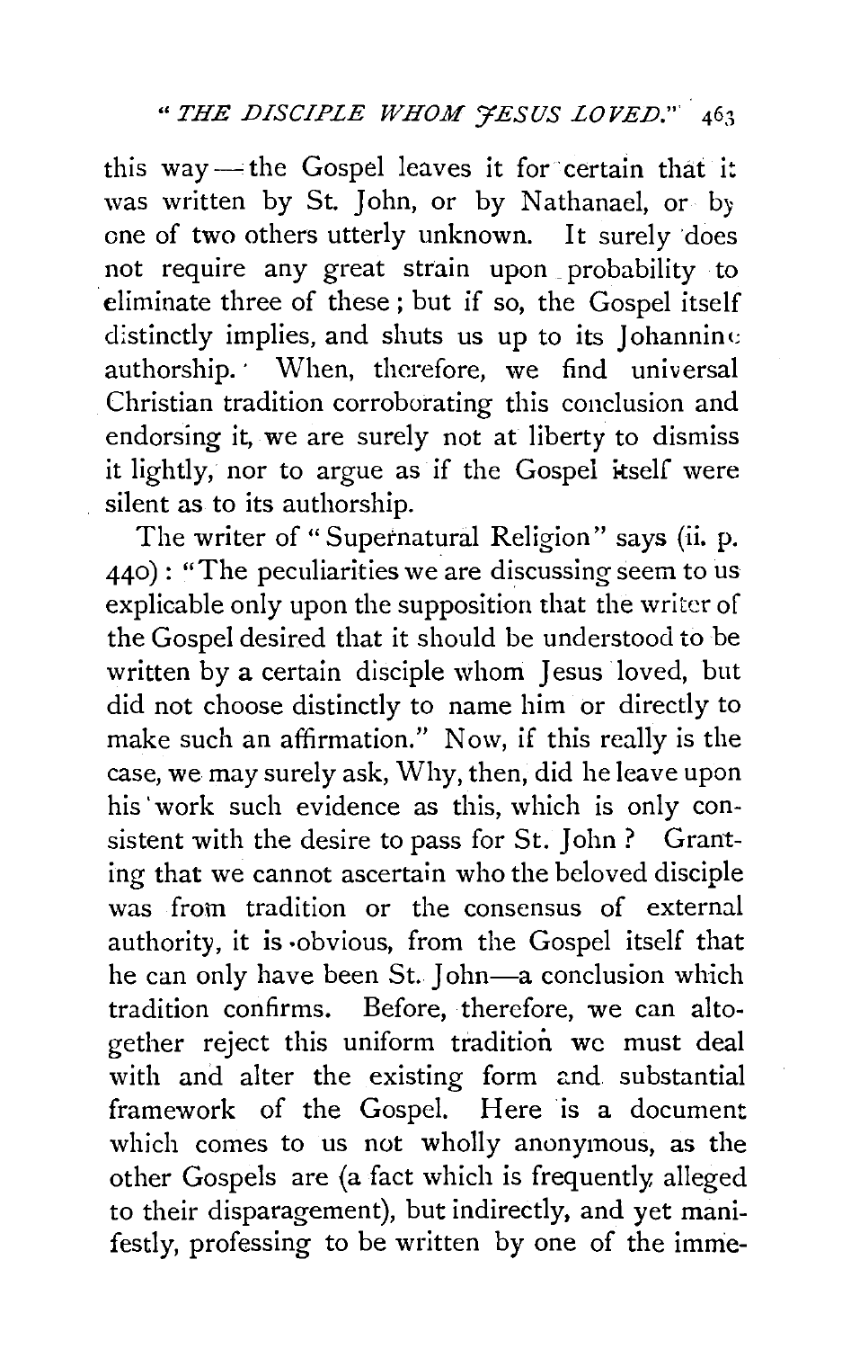this way—the Gospel leaves it for certain that it was written by St. John, or by Nathanael, or by one of two others utterly unknown. It surely does not require any great strain upon probability to eliminate three of these; but if so, the Gospel itself distinctly implies, and shuts us up to its Johannine authorship. When, therefore, we find universal Christian tradition corroborating this conclusion and endorsing it, we are surely not at liberty to dismiss it lightly, nor to argue as if the Gospel itself were silent as to its authorship.

The writer of "Supernatural Religion" says (ii. p. 440): "The peculiarities we are discussing seem to us explicable only upon the supposition that the writer of the Gospel desired that it should be understood to be written by a certain disciple whom Jesus loved, but did not choose distinctly to name him or directly to make such an affirmation." Now, if this really is the case, we may surely ask, Why, then, did he leave upon his work such evidence as this, which is only consistent with the desire to pass for St. John? Granting that we cannot ascertain who the beloved disciple was from tradition or the consensus of external authority, it is obvious, from the Gospel itself that he can only have been St. John—a conclusion which tradition confirms. Before, therefore, we can altogether reject this uniform tradition we must deal with and alter the existing form and substantial framework of the Gospel. Here is a document which comes to us not wholly anonymous, as the other Gospels are (a fact which is frequently alleged to their disparagement), but indirectly, and yet manifestly, professing to be written by one of the imme-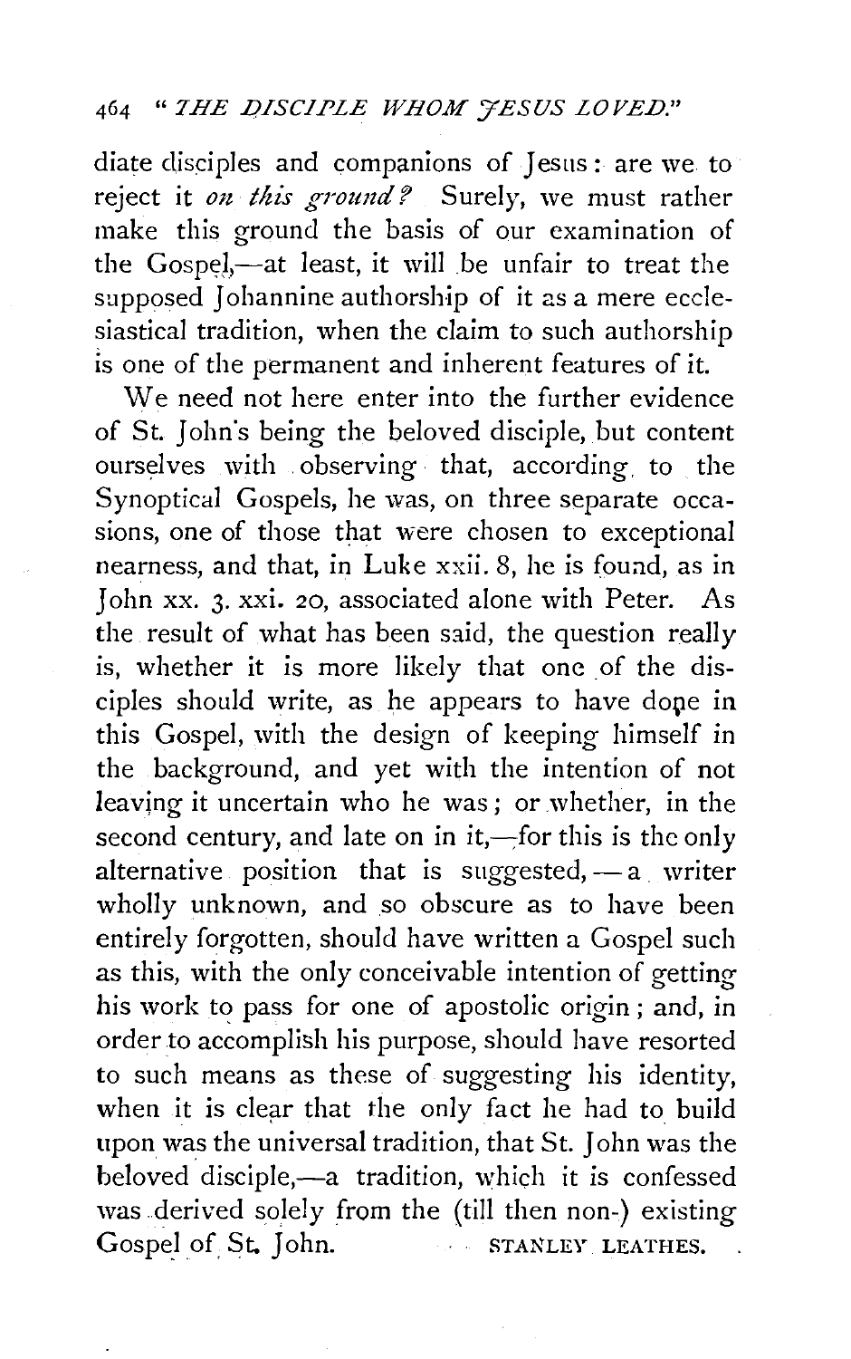diate disciples and companions of Jesus: are we to reject it *on this ground?* Surely, we must rather make this ground the basis of our examination of the Gospel,—at least, it will be unfair to treat the supposed Johannine authorship of it as a mere ecclesiastical tradition, when the claim to such authorship is one of the permanent and inherent features of it.

We need not here enter into the further evidence of St. John's being the beloved disciple, but content ourselves with observing that, according to the Synoptical Gospels, he was, on three separate occasions, one of those that were chosen to exceptional nearness, and that, in Luke xxii. 8, he is found, as in John xx. 3. xxi. 20, associated alone with Peter. As the result of what has been said, the question really is, whether it is more likely that one of the disciples should write, as he appears to have done in this Gospel, with the design of keeping himself in the background, and yet with the intention of not leaving it uncertain who he was; or whether, in the second century, and late on in it,—for this is the only alternative position that is suggested,—a writer wholly unknown, and so obscure as to have been entirely forgotten, should have written a Gospel such as this, with the only conceivable intention of getting his work to pass for one of apostolic origin; and, in order to accomplish his purpose, should have resorted to such means as these of suggesting his identity, when it is clear that the only fact he had to build upon was the universal tradition, that St. John was the beloved disciple,—a tradition, which it is confessed was derived solely from the (till then non-) existing Gospel of St. John.

STANLEY LEATHES.